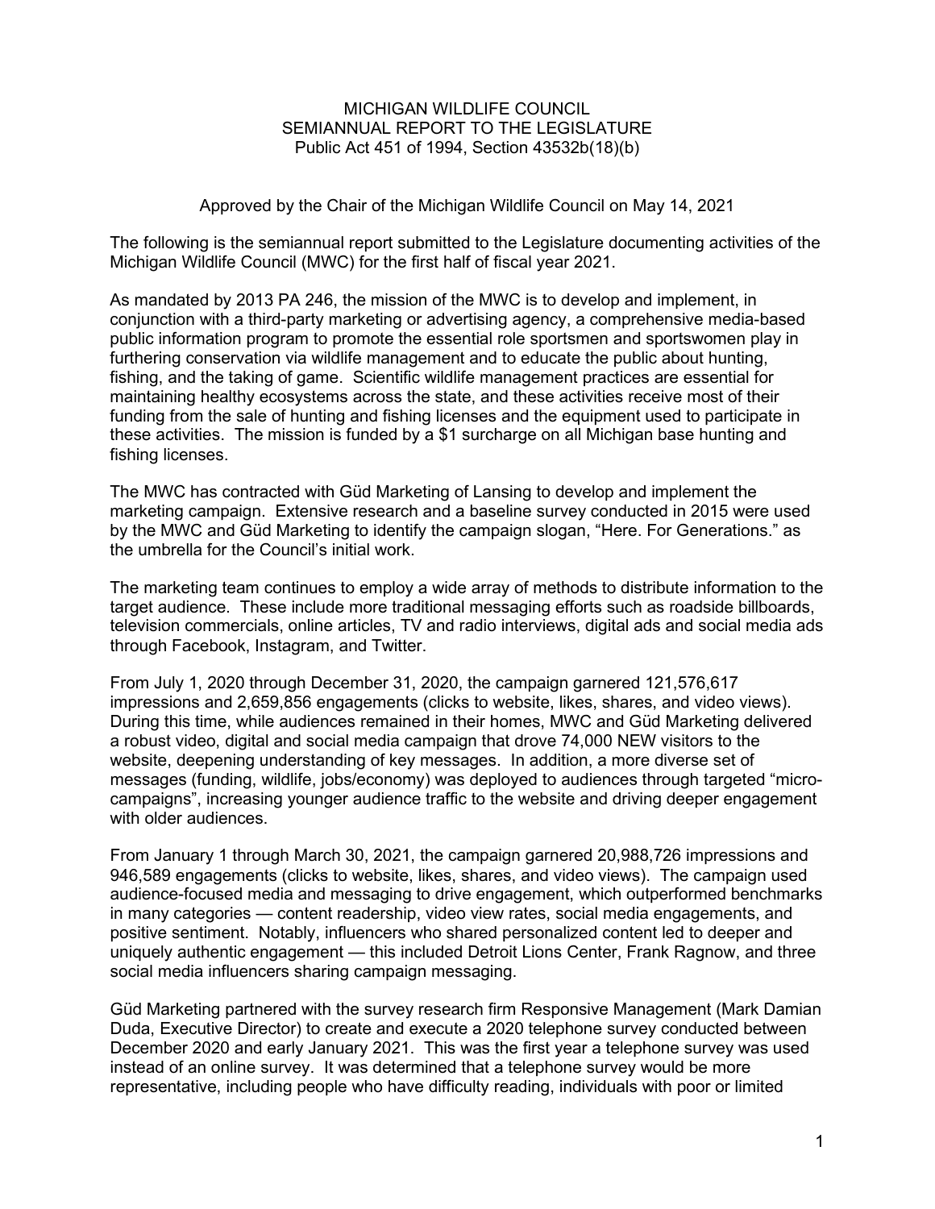# MICHIGAN WILDLIFE COUNCIL
## SEMIANNUAL REPORT TO THE LEGISLATURE
### Public Act 451 of 1994, Section 43532b(18)(b)

Approved by the Chair of the Michigan Wildlife Council on May 14, 2021

The following is the semiannual report submitted to the Legislature documenting activities of the Michigan Wildlife Council (MWC) for the first half of fiscal year 2021.

As mandated by 2013 PA 246, the mission of the MWC is to develop and implement, in conjunction with a third-party marketing or advertising agency, a comprehensive media-based public information program to promote the essential role sportsmen and sportswomen play in furthering conservation via wildlife management and to educate the public about hunting, fishing, and the taking of game. Scientific wildlife management practices are essential for maintaining healthy ecosystems across the state, and these activities receive most of their funding from the sale of hunting and fishing licenses and the equipment used to participate in these activities. The mission is funded by a $1 surcharge on all Michigan base hunting and fishing licenses.

The MWC has contracted with Güd Marketing of Lansing to develop and implement the marketing campaign. Extensive research and a baseline survey conducted in 2015 were used by the MWC and Güd Marketing to identify the campaign slogan, “Here. For Generations.” as the umbrella for the Council’s initial work.

The marketing team continues to employ a wide array of methods to distribute information to the target audience. These include more traditional messaging efforts such as roadside billboards, television commercials, online articles, TV and radio interviews, digital ads and social media ads through Facebook, Instagram, and Twitter.

From July 1, 2020 through December 31, 2020, the campaign garnered 121,576,617 impressions and 2,659,856 engagements (clicks to website, likes, shares, and video views). During this time, while audiences remained in their homes, MWC and Güd Marketing delivered a robust video, digital and social media campaign that drove 74,000 NEW visitors to the website, deepening understanding of key messages. In addition, a more diverse set of messages (funding, wildlife, jobs/economy) was deployed to audiences through targeted “micro-campaigns”, increasing younger audience traffic to the website and driving deeper engagement with older audiences.

From January 1 through March 30, 2021, the campaign garnered 20,988,726 impressions and 946,589 engagements (clicks to website, likes, shares, and video views). The campaign used audience-focused media and messaging to drive engagement, which outperformed benchmarks in many categories — content readership, video view rates, social media engagements, and positive sentiment. Notably, influencers who shared personalized content led to deeper and uniquely authentic engagement — this included Detroit Lions Center, Frank Ragnow, and three social media influencers sharing campaign messaging.

Güd Marketing partnered with the survey research firm Responsive Management (Mark Damian Duda, Executive Director) to create and execute a 2020 telephone survey conducted between December 2020 and early January 2021. This was the first year a telephone survey was used instead of an online survey. It was determined that a telephone survey would be more representative, including people who have difficulty reading, individuals with poor or limited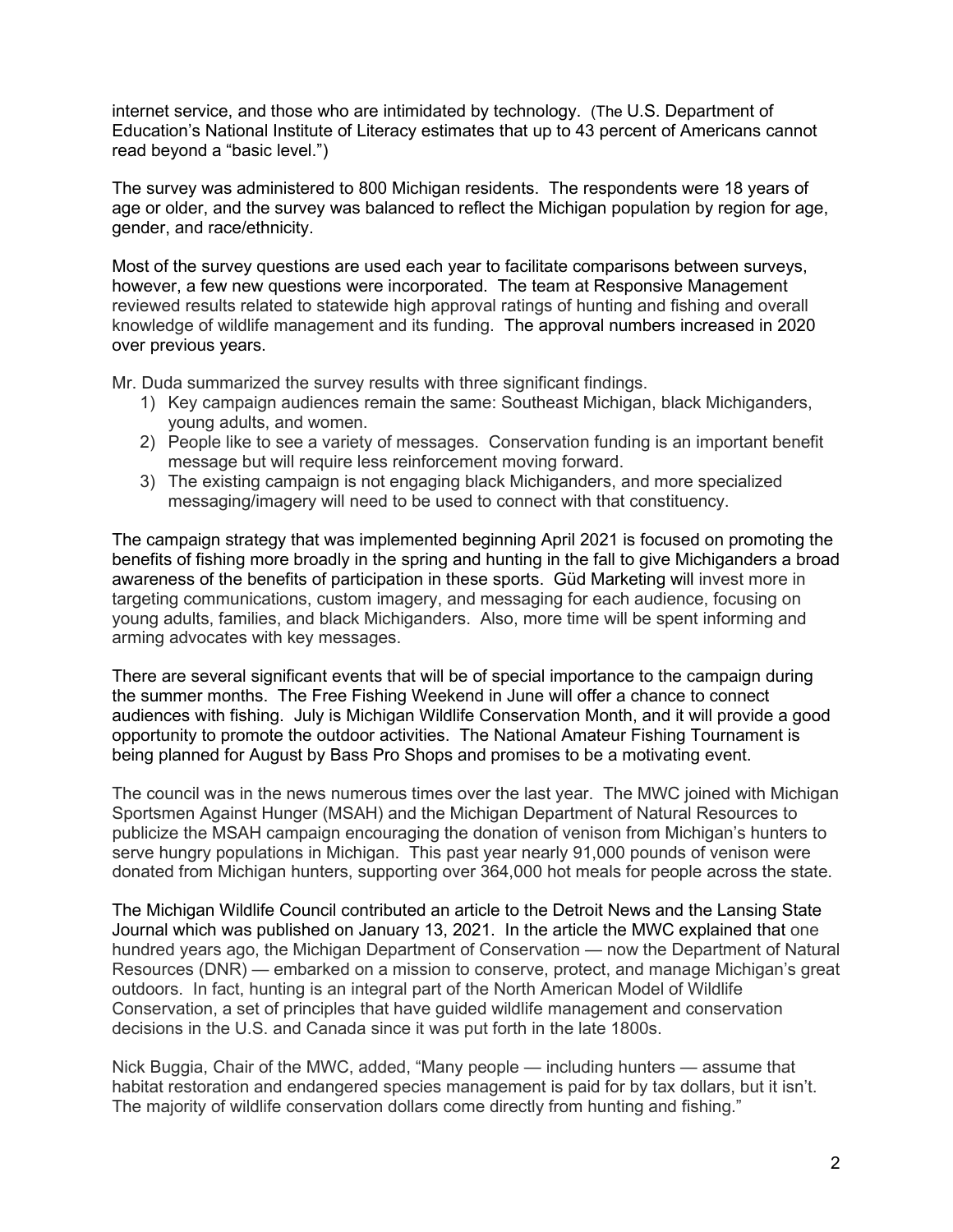internet service, and those who are intimidated by technology. (The U.S. Department of Education's National Institute of Literacy estimates that up to 43 percent of Americans cannot read beyond a "basic level.")

The survey was administered to 800 Michigan residents. The respondents were 18 years of age or older, and the survey was balanced to reflect the Michigan population by region for age, gender, and race/ethnicity.

Most of the survey questions are used each year to facilitate comparisons between surveys, however, a few new questions were incorporated. The team at Responsive Management reviewed results related to statewide high approval ratings of hunting and fishing and overall knowledge of wildlife management and its funding. The approval numbers increased in 2020 over previous years.

Mr. Duda summarized the survey results with three significant findings.

1) Key campaign audiences remain the same: Southeast Michigan, black Michiganders, young adults, and women.
2) People like to see a variety of messages. Conservation funding is an important benefit message but will require less reinforcement moving forward.
3) The existing campaign is not engaging black Michiganders, and more specialized messaging/imagery will need to be used to connect with that constituency.

The campaign strategy that was implemented beginning April 2021 is focused on promoting the benefits of fishing more broadly in the spring and hunting in the fall to give Michiganders a broad awareness of the benefits of participation in these sports. Güd Marketing will invest more in targeting communications, custom imagery, and messaging for each audience, focusing on young adults, families, and black Michiganders. Also, more time will be spent informing and arming advocates with key messages.

There are several significant events that will be of special importance to the campaign during the summer months. The Free Fishing Weekend in June will offer a chance to connect audiences with fishing. July is Michigan Wildlife Conservation Month, and it will provide a good opportunity to promote the outdoor activities. The National Amateur Fishing Tournament is being planned for August by Bass Pro Shops and promises to be a motivating event.

The council was in the news numerous times over the last year. The MWC joined with Michigan Sportsmen Against Hunger (MSAH) and the Michigan Department of Natural Resources to publicize the MSAH campaign encouraging the donation of venison from Michigan's hunters to serve hungry populations in Michigan. This past year nearly 91,000 pounds of venison were donated from Michigan hunters, supporting over 364,000 hot meals for people across the state.

The Michigan Wildlife Council contributed an article to the Detroit News and the Lansing State Journal which was published on January 13, 2021. In the article the MWC explained that one hundred years ago, the Michigan Department of Conservation — now the Department of Natural Resources (DNR) — embarked on a mission to conserve, protect, and manage Michigan's great outdoors. In fact, hunting is an integral part of the North American Model of Wildlife Conservation, a set of principles that have guided wildlife management and conservation decisions in the U.S. and Canada since it was put forth in the late 1800s.

Nick Buggia, Chair of the MWC, added, "Many people — including hunters — assume that habitat restoration and endangered species management is paid for by tax dollars, but it isn't. The majority of wildlife conservation dollars come directly from hunting and fishing."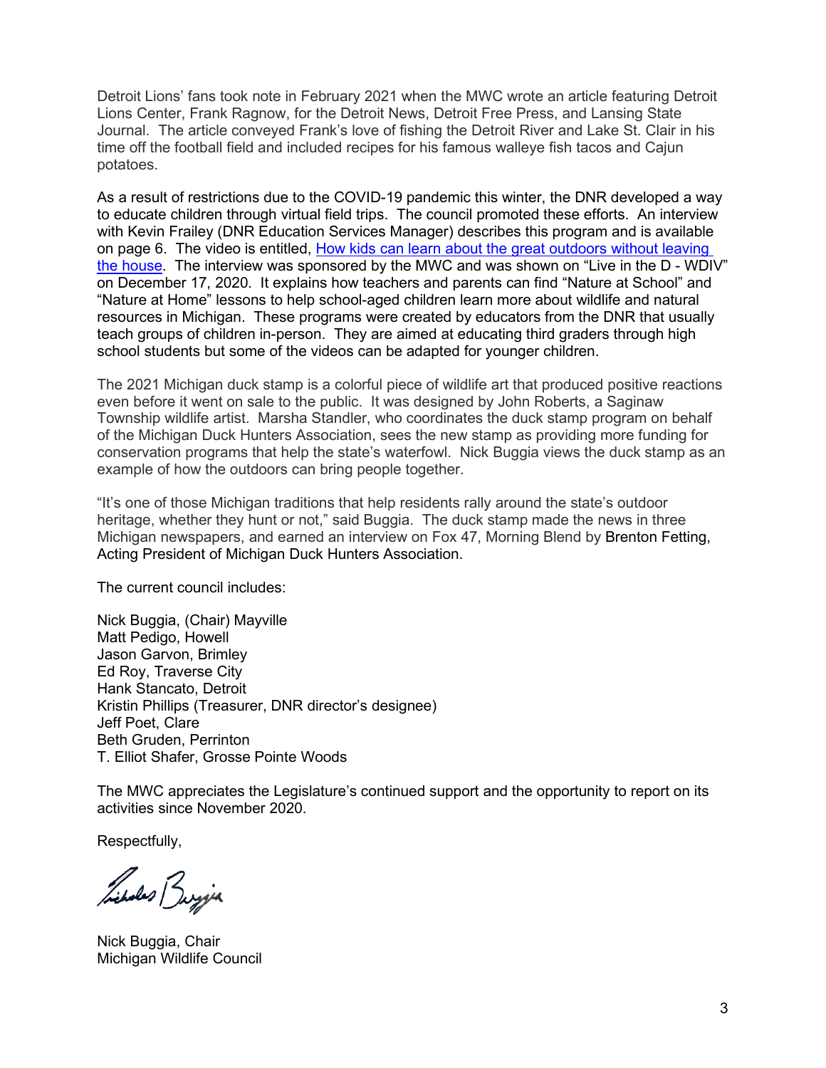Detroit Lions' fans took note in February 2021 when the MWC wrote an article featuring Detroit Lions Center, Frank Ragnow, for the Detroit News, Detroit Free Press, and Lansing State Journal. The article conveyed Frank's love of fishing the Detroit River and Lake St. Clair in his time off the football field and included recipes for his famous walleye fish tacos and Cajun potatoes.

As a result of restrictions due to the COVID-19 pandemic this winter, the DNR developed a way to educate children through virtual field trips. The council promoted these efforts. An interview with Kevin Frailey (DNR Education Services Manager) describes this program and is available on page 6. The video is entitled, How kids can learn about the great outdoors without leaving the house. The interview was sponsored by the MWC and was shown on "Live in the D - WDIV" on December 17, 2020. It explains how teachers and parents can find "Nature at School" and "Nature at Home" lessons to help school-aged children learn more about wildlife and natural resources in Michigan. These programs were created by educators from the DNR that usually teach groups of children in-person. They are aimed at educating third graders through high school students but some of the videos can be adapted for younger children.

The 2021 Michigan duck stamp is a colorful piece of wildlife art that produced positive reactions even before it went on sale to the public. It was designed by John Roberts, a Saginaw Township wildlife artist. Marsha Standler, who coordinates the duck stamp program on behalf of the Michigan Duck Hunters Association, sees the new stamp as providing more funding for conservation programs that help the state's waterfowl. Nick Buggia views the duck stamp as an example of how the outdoors can bring people together.

"It's one of those Michigan traditions that help residents rally around the state's outdoor heritage, whether they hunt or not," said Buggia. The duck stamp made the news in three Michigan newspapers, and earned an interview on Fox 47, Morning Blend by Brenton Fetting, Acting President of Michigan Duck Hunters Association.

The current council includes:

Nick Buggia, (Chair) Mayville
Matt Pedigo, Howell
Jason Garvon, Brimley
Ed Roy, Traverse City
Hank Stancato, Detroit
Kristin Phillips (Treasurer, DNR director's designee)
Jeff Poet, Clare
Beth Gruden, Perrinton
T. Elliot Shafer, Grosse Pointe Woods

The MWC appreciates the Legislature's continued support and the opportunity to report on its activities since November 2020.

Respectfully,

Nick Buggia, Chair
Michigan Wildlife Council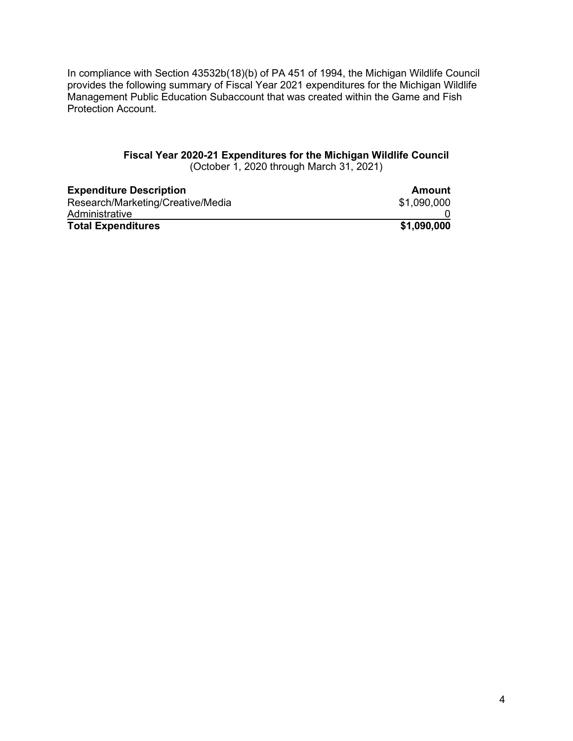In compliance with Section 43532b(18)(b) of PA 451 of 1994, the Michigan Wildlife Council provides the following summary of Fiscal Year 2021 expenditures for the Michigan Wildlife Management Public Education Subaccount that was created within the Game and Fish Protection Account.

**Fiscal Year 2020-21 Expenditures for the Michigan Wildlife Council**
(October 1, 2020 through March 31, 2021)

| **Expenditure Description** | **Amount** |
|---|---:|
| Research/Marketing/Creative/Media | \$1,090,000 |
| Administrative | 0 |
| **Total Expenditures** | **\$1,090,000** |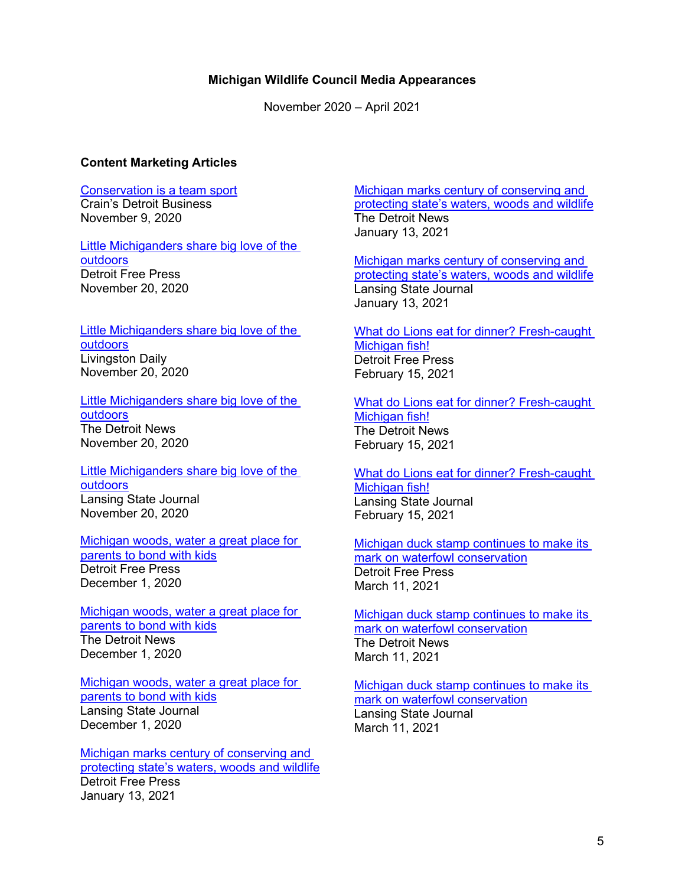**Michigan Wildlife Council Media Appearances**

November 2020 – April 2021

**Content Marketing Articles**

Conservation is a team sport
Crain's Detroit Business
November 9, 2020

Little Michiganders share big love of the outdoors
Detroit Free Press
November 20, 2020

Little Michiganders share big love of the outdoors
Livingston Daily
November 20, 2020

Little Michiganders share big love of the outdoors
The Detroit News
November 20, 2020

Little Michiganders share big love of the outdoors
Lansing State Journal
November 20, 2020

Michigan woods, water a great place for parents to bond with kids
Detroit Free Press
December 1, 2020

Michigan woods, water a great place for parents to bond with kids
The Detroit News
December 1, 2020

Michigan woods, water a great place for parents to bond with kids
Lansing State Journal
December 1, 2020

Michigan marks century of conserving and protecting state's waters, woods and wildlife
Detroit Free Press
January 13, 2021

Michigan marks century of conserving and protecting state's waters, woods and wildlife
The Detroit News
January 13, 2021

Michigan marks century of conserving and protecting state's waters, woods and wildlife
Lansing State Journal
January 13, 2021

What do Lions eat for dinner? Fresh-caught Michigan fish!
Detroit Free Press
February 15, 2021

What do Lions eat for dinner? Fresh-caught Michigan fish!
The Detroit News
February 15, 2021

What do Lions eat for dinner? Fresh-caught Michigan fish!
Lansing State Journal
February 15, 2021

Michigan duck stamp continues to make its mark on waterfowl conservation
Detroit Free Press
March 11, 2021

Michigan duck stamp continues to make its mark on waterfowl conservation
The Detroit News
March 11, 2021

Michigan duck stamp continues to make its mark on waterfowl conservation
Lansing State Journal
March 11, 2021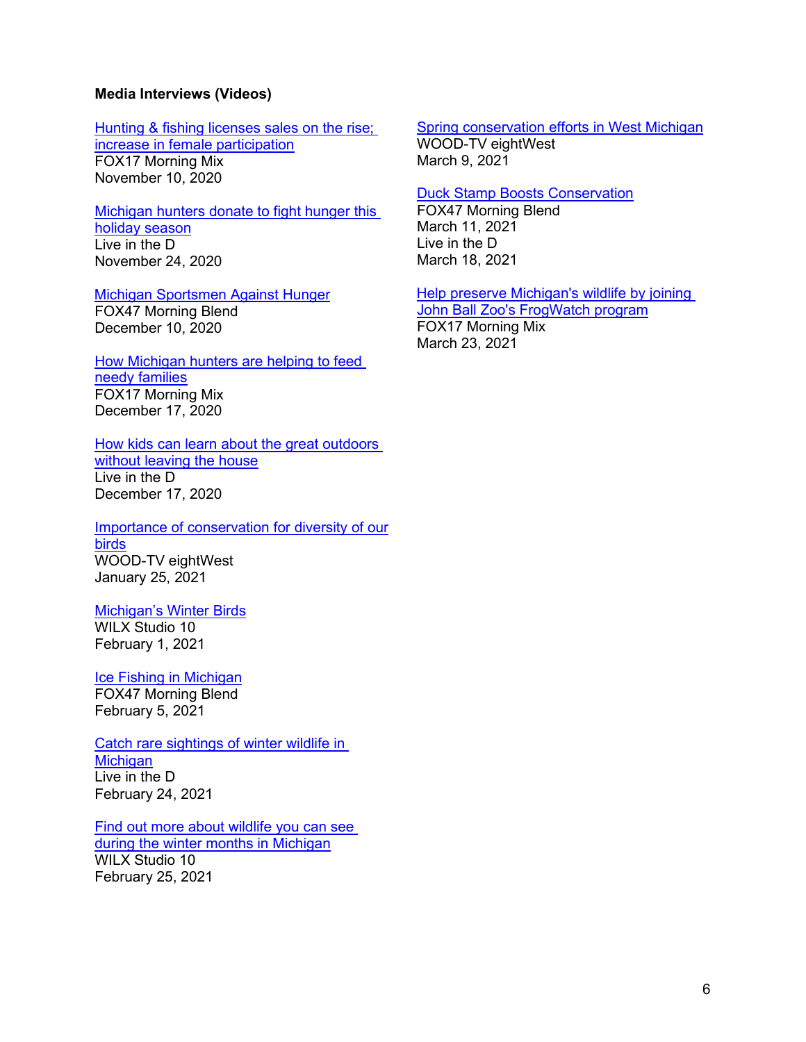**Media Interviews (Videos)**

Hunting & fishing licenses sales on the rise; increase in female participation
FOX17 Morning Mix
November 10, 2020

Michigan hunters donate to fight hunger this holiday season
Live in the D
November 24, 2020

Michigan Sportsmen Against Hunger
FOX47 Morning Blend
December 10, 2020

How Michigan hunters are helping to feed needy families
FOX17 Morning Mix
December 17, 2020

How kids can learn about the great outdoors without leaving the house
Live in the D
December 17, 2020

Importance of conservation for diversity of our birds
WOOD-TV eightWest
January 25, 2021

Michigan's Winter Birds
WILX Studio 10
February 1, 2021

Ice Fishing in Michigan
FOX47 Morning Blend
February 5, 2021

Catch rare sightings of winter wildlife in Michigan
Live in the D
February 24, 2021

Find out more about wildlife you can see during the winter months in Michigan
WILX Studio 10
February 25, 2021

Spring conservation efforts in West Michigan
WOOD-TV eightWest
March 9, 2021

Duck Stamp Boosts Conservation
FOX47 Morning Blend
March 11, 2021
Live in the D
March 18, 2021

Help preserve Michigan's wildlife by joining John Ball Zoo's FrogWatch program
FOX17 Morning Mix
March 23, 2021